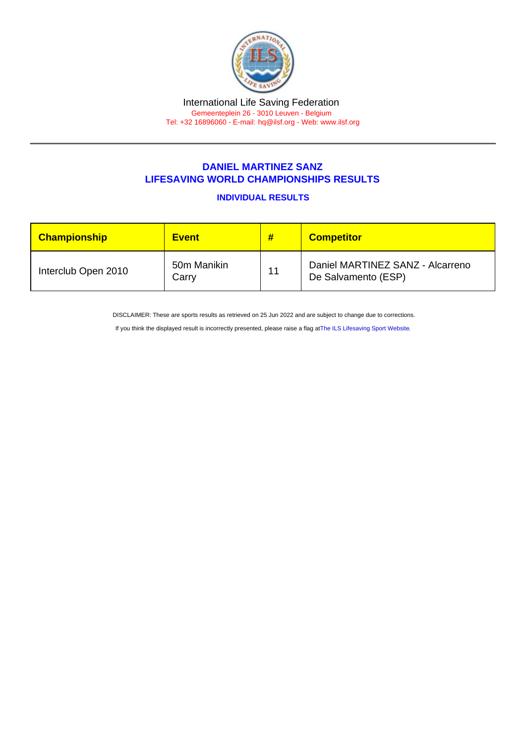International Life Saving Federation

Gemeenteplein 26 - 3010 Leuven - Belgium

Tel: +32 16896060 - E-mail: hq@ilsf.org - Web: www.ilsf.org

## DANIEL MARTINEZ SANZ
## LIFESAVING WORLD CHAMPIONSHIPS RESULTS

### INDIVIDUAL RESULTS

| Championship | Event | # | Competitor |
|---|---|---|---|
| Interclub Open 2010 | 50m Manikin Carry | 11 | Daniel MARTINEZ SANZ - Alcarreno De Salvamento (ESP) |

DISCLAIMER: These are sports results as retrieved on 25 Jun 2022 and are subject to change due to corrections.

If you think the displayed result is incorrectly presented, please raise a flag atThe ILS Lifesaving Sport Website.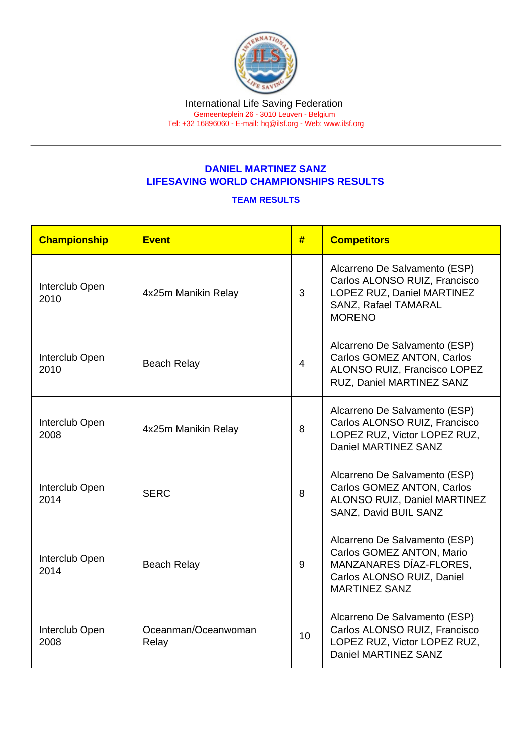International Life Saving Federation
Gemeenteplein 26 - 3010 Leuven - Belgium
Tel: +32 16896060 - E-mail: hq@ilsf.org - Web: www.ilsf.org

## DANIEL MARTINEZ SANZ
## LIFESAVING WORLD CHAMPIONSHIPS RESULTS

### TEAM RESULTS

| Championship | Event | # | Competitors |
|---|---|---|---|
| Interclub Open 2010 | 4x25m Manikin Relay | 3 | Alcarreno De Salvamento (ESP) Carlos ALONSO RUIZ, Francisco LOPEZ RUZ, Daniel MARTINEZ SANZ, Rafael TAMARAL MORENO |
| Interclub Open 2010 | Beach Relay | 4 | Alcarreno De Salvamento (ESP) Carlos GOMEZ ANTON, Carlos ALONSO RUIZ, Francisco LOPEZ RUZ, Daniel MARTINEZ SANZ |
| Interclub Open 2008 | 4x25m Manikin Relay | 8 | Alcarreno De Salvamento (ESP) Carlos ALONSO RUIZ, Francisco LOPEZ RUZ, Victor LOPEZ RUZ, Daniel MARTINEZ SANZ |
| Interclub Open 2014 | SERC | 8 | Alcarreno De Salvamento (ESP) Carlos GOMEZ ANTON, Carlos ALONSO RUIZ, Daniel MARTINEZ SANZ, David BUIL SANZ |
| Interclub Open 2014 | Beach Relay | 9 | Alcarreno De Salvamento (ESP) Carlos GOMEZ ANTON, Mario MANZANARES DÍAZ-FLORES, Carlos ALONSO RUIZ, Daniel MARTINEZ SANZ |
| Interclub Open 2008 | Oceanman/Oceanwoman Relay | 10 | Alcarreno De Salvamento (ESP) Carlos ALONSO RUIZ, Francisco LOPEZ RUZ, Victor LOPEZ RUZ, Daniel MARTINEZ SANZ |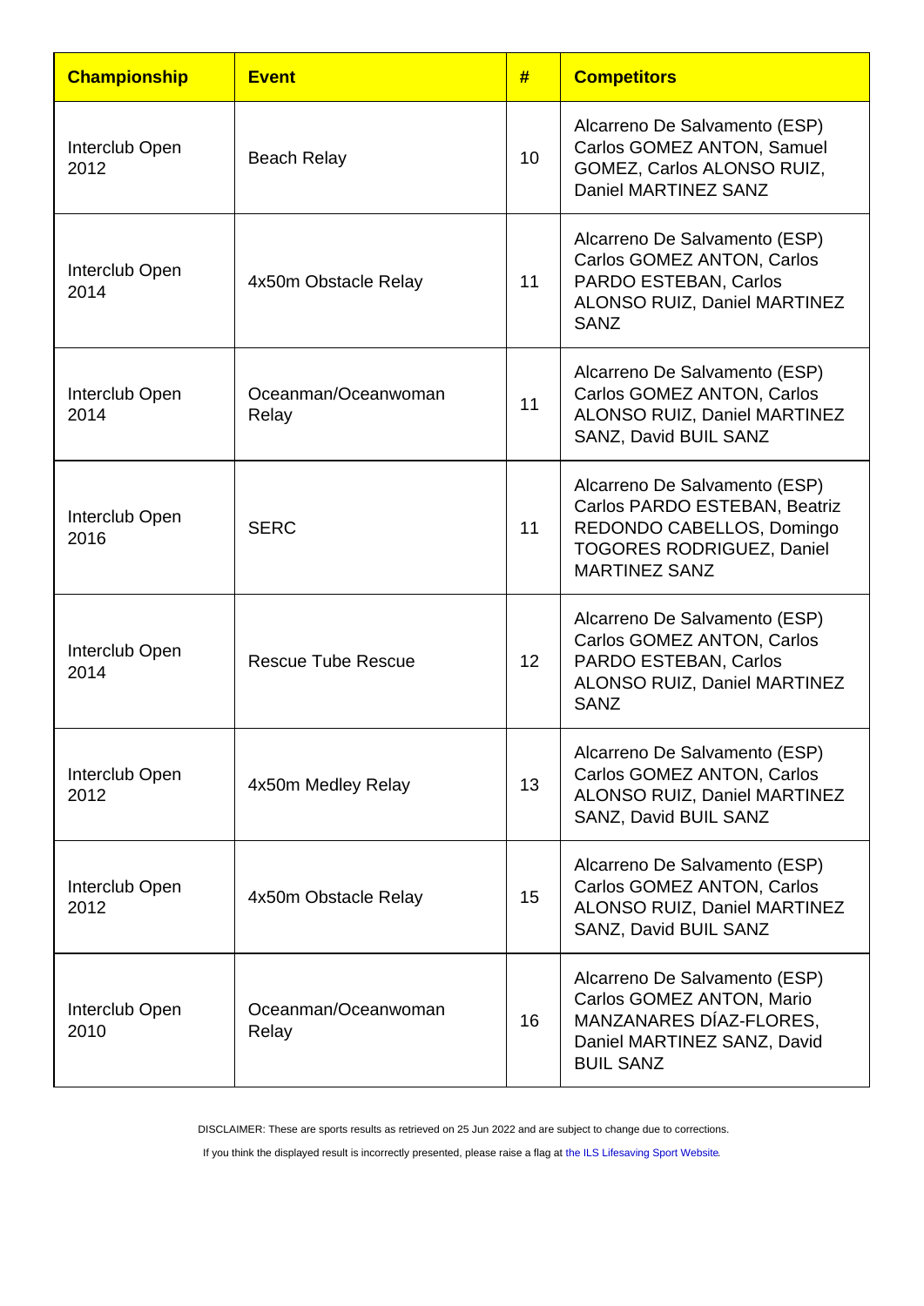| Championship | Event | # | Competitors |
|---|---|---|---|
| Interclub Open 2012 | Beach Relay | 10 | Alcarreno De Salvamento (ESP) Carlos GOMEZ ANTON, Samuel GOMEZ, Carlos ALONSO RUIZ, Daniel MARTINEZ SANZ |
| Interclub Open 2014 | 4x50m Obstacle Relay | 11 | Alcarreno De Salvamento (ESP) Carlos GOMEZ ANTON, Carlos PARDO ESTEBAN, Carlos ALONSO RUIZ, Daniel MARTINEZ SANZ |
| Interclub Open 2014 | Oceanman/Oceanwoman Relay | 11 | Alcarreno De Salvamento (ESP) Carlos GOMEZ ANTON, Carlos ALONSO RUIZ, Daniel MARTINEZ SANZ, David BUIL SANZ |
| Interclub Open 2016 | SERC | 11 | Alcarreno De Salvamento (ESP) Carlos PARDO ESTEBAN, Beatriz REDONDO CABELLOS, Domingo TOGORES RODRIGUEZ, Daniel MARTINEZ SANZ |
| Interclub Open 2014 | Rescue Tube Rescue | 12 | Alcarreno De Salvamento (ESP) Carlos GOMEZ ANTON, Carlos PARDO ESTEBAN, Carlos ALONSO RUIZ, Daniel MARTINEZ SANZ |
| Interclub Open 2012 | 4x50m Medley Relay | 13 | Alcarreno De Salvamento (ESP) Carlos GOMEZ ANTON, Carlos ALONSO RUIZ, Daniel MARTINEZ SANZ, David BUIL SANZ |
| Interclub Open 2012 | 4x50m Obstacle Relay | 15 | Alcarreno De Salvamento (ESP) Carlos GOMEZ ANTON, Carlos ALONSO RUIZ, Daniel MARTINEZ SANZ, David BUIL SANZ |
| Interclub Open 2010 | Oceanman/Oceanwoman Relay | 16 | Alcarreno De Salvamento (ESP) Carlos GOMEZ ANTON, Mario MANZANARES DÍAZ-FLORES, Daniel MARTINEZ SANZ, David BUIL SANZ |

DISCLAIMER: These are sports results as retrieved on 25 Jun 2022 and are subject to change due to corrections.

If you think the displayed result is incorrectly presented, please raise a flag at the ILS Lifesaving Sport Website.